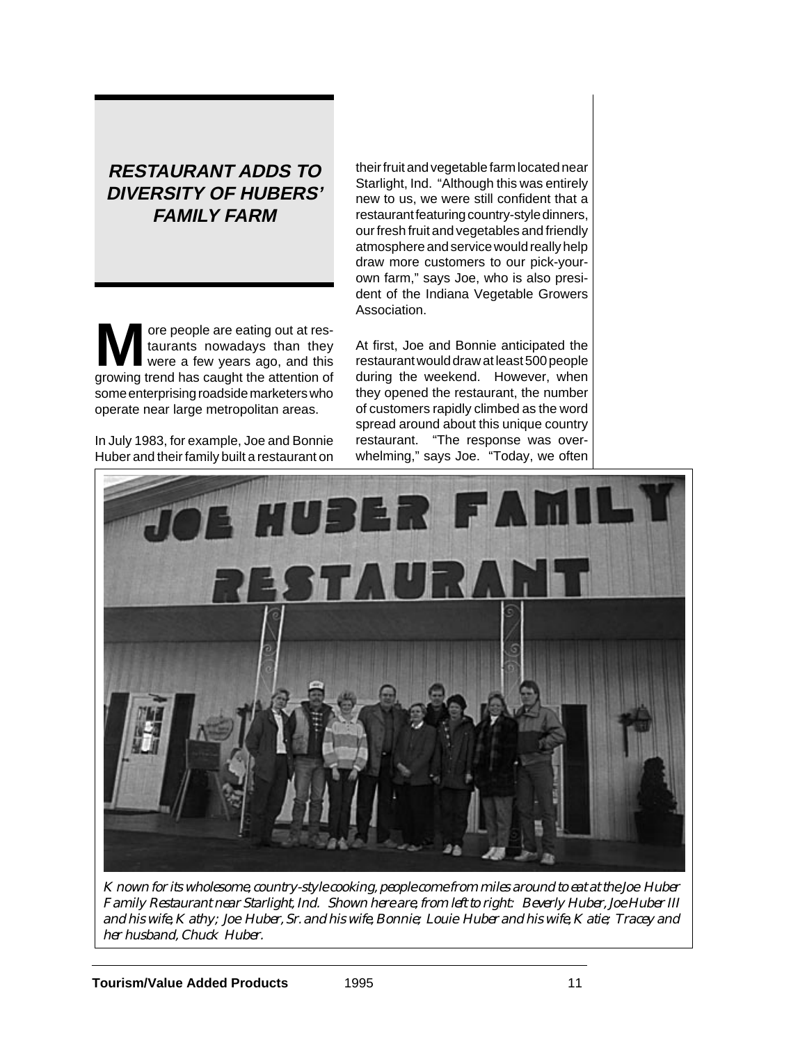# RESTAURANT ADDS TO DIVERSITY OF HUBERS' FAMILY FARM

More people are eating out at restaurants nowadays than they were a few years ago, and this growing trend has caught the attention of some enterprising roadside marketers who operate near large metropolitan areas.

In July 1983, for example, Joe and Bonnie Huber and their family built a restaurant on their fruit and vegetable farm located near Starlight, Ind. "Although this was entirely new to us, we were still confident that a restaurant featuring country-style dinners, our fresh fruit and vegetables and friendly atmosphere and service would really help draw more customers to our pick-your-own farm," says Joe, who is also president of the Indiana Vegetable Growers Association.

At first, Joe and Bonnie anticipated the restaurant would draw at least 500 people during the weekend. However, when they opened the restaurant, the number of customers rapidly climbed as the word spread around about this unique country restaurant. "The response was overwhelming," says Joe. "Today, we often

*Known for its wholesome, country-style cooking, people come from miles around to eat at the Joe Huber Family Restaurant near Starlight, Ind. Shown here are, from left to right: Beverly Huber, Joe Huber III and his wife, Kathy; Joe Huber, Sr. and his wife, Bonnie; Louie Huber and his wife, Katie; Tracey and her husband, Chuck Huber.*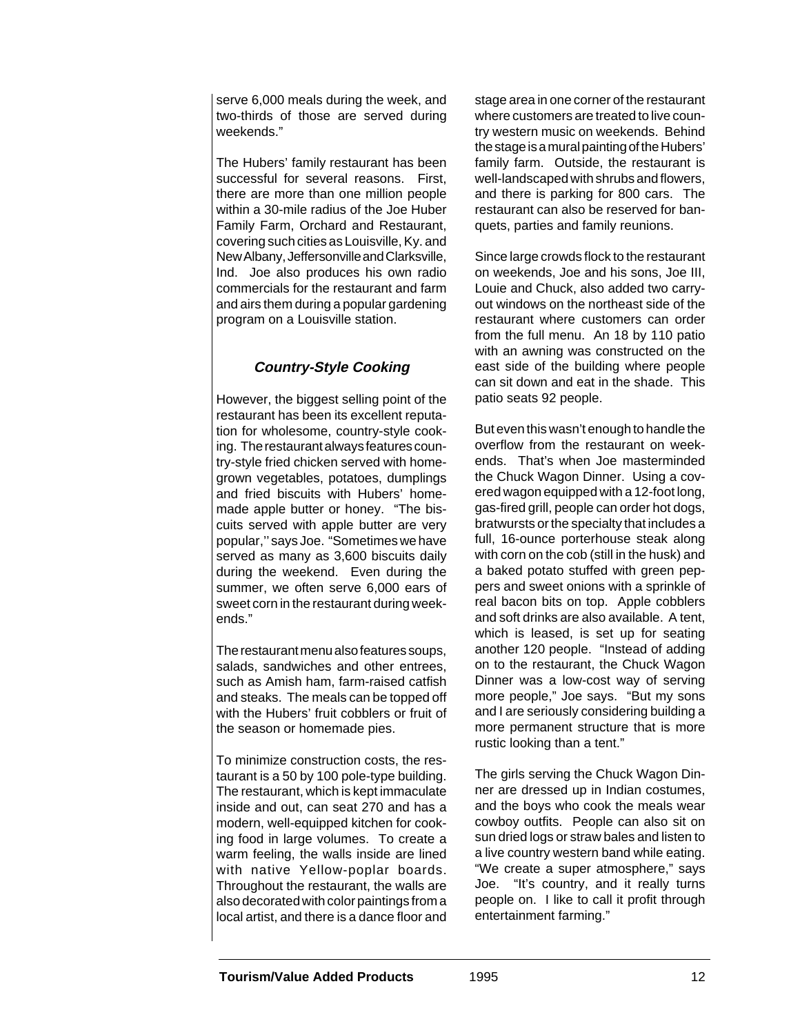serve 6,000 meals during the week, and two-thirds of those are served during weekends."

The Hubers' family restaurant has been successful for several reasons. First, there are more than one million people within a 30-mile radius of the Joe Huber Family Farm, Orchard and Restaurant, covering such cities as Louisville, Ky. and New Albany, Jeffersonville and Clarksville, Ind. Joe also produces his own radio commercials for the restaurant and farm and airs them during a popular gardening program on a Louisville station.

### *Country-Style Cooking*

However, the biggest selling point of the restaurant has been its excellent reputation for wholesome, country-style cooking. The restaurant always features country-style fried chicken served with homegrown vegetables, potatoes, dumplings and fried biscuits with Hubers' homemade apple butter or honey. "The biscuits served with apple butter are very popular,'' says Joe. "Sometimes we have served as many as 3,600 biscuits daily during the weekend. Even during the summer, we often serve 6,000 ears of sweet corn in the restaurant during weekends."

The restaurant menu also features soups, salads, sandwiches and other entrees, such as Amish ham, farm-raised catfish and steaks. The meals can be topped off with the Hubers' fruit cobblers or fruit of the season or homemade pies.

To minimize construction costs, the restaurant is a 50 by 100 pole-type building. The restaurant, which is kept immaculate inside and out, can seat 270 and has a modern, well-equipped kitchen for cooking food in large volumes. To create a warm feeling, the walls inside are lined with native Yellow-poplar boards. Throughout the restaurant, the walls are also decorated with color paintings from a local artist, and there is a dance floor and stage area in one corner of the restaurant where customers are treated to live country western music on weekends. Behind the stage is a mural painting of the Hubers' family farm. Outside, the restaurant is well-landscaped with shrubs and flowers, and there is parking for 800 cars. The restaurant can also be reserved for banquets, parties and family reunions.

Since large crowds flock to the restaurant on weekends, Joe and his sons, Joe III, Louie and Chuck, also added two carry-out windows on the northeast side of the restaurant where customers can order from the full menu. An 18 by 110 patio with an awning was constructed on the east side of the building where people can sit down and eat in the shade. This patio seats 92 people.

But even this wasn't enough to handle the overflow from the restaurant on weekends. That's when Joe masterminded the Chuck Wagon Dinner. Using a covered wagon equipped with a 12-foot long, gas-fired grill, people can order hot dogs, bratwursts or the specialty that includes a full, 16-ounce porterhouse steak along with corn on the cob (still in the husk) and a baked potato stuffed with green peppers and sweet onions with a sprinkle of real bacon bits on top. Apple cobblers and soft drinks are also available. A tent, which is leased, is set up for seating another 120 people. "Instead of adding on to the restaurant, the Chuck Wagon Dinner was a low-cost way of serving more people," Joe says. "But my sons and I are seriously considering building a more permanent structure that is more rustic looking than a tent."

The girls serving the Chuck Wagon Dinner are dressed up in Indian costumes, and the boys who cook the meals wear cowboy outfits. People can also sit on sun dried logs or straw bales and listen to a live country western band while eating. "We create a super atmosphere," says Joe. "It's country, and it really turns people on. I like to call it profit through entertainment farming."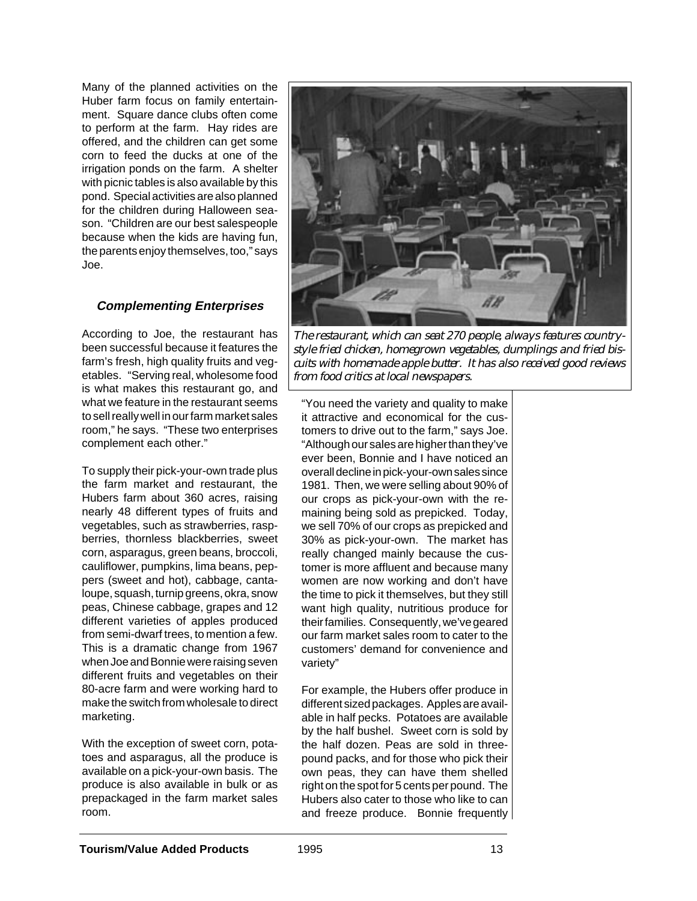Many of the planned activities on the Huber farm focus on family entertainment. Square dance clubs often come to perform at the farm. Hay rides are offered, and the children can get some corn to feed the ducks at one of the irrigation ponds on the farm. A shelter with picnic tables is also available by this pond. Special activities are also planned for the children during Halloween season. "Children are our best salespeople because when the kids are having fun, the parents enjoy themselves, too," says Joe.

### *Complementing Enterprises*

According to Joe, the restaurant has been successful because it features the farm's fresh, high quality fruits and vegetables. "Serving real, wholesome food is what makes this restaurant go, and what we feature in the restaurant seems to sell really well in our farm market sales room," he says. "These two enterprises complement each other."

To supply their pick-your-own trade plus the farm market and restaurant, the Hubers farm about 360 acres, raising nearly 48 different types of fruits and vegetables, such as strawberries, raspberries, thornless blackberries, sweet corn, asparagus, green beans, broccoli, cauliflower, pumpkins, lima beans, peppers (sweet and hot), cabbage, cantaloupe, squash, turnip greens, okra, snow peas, Chinese cabbage, grapes and 12 different varieties of apples produced from semi-dwarf trees, to mention a few. This is a dramatic change from 1967 when Joe and Bonnie were raising seven different fruits and vegetables on their 80-acre farm and were working hard to make the switch from wholesale to direct marketing.

With the exception of sweet corn, potatoes and asparagus, all the produce is available on a pick-your-own basis. The produce is also available in bulk or as prepackaged in the farm market sales room.

*The restaurant, which can seat 270 people, always features country-style fried chicken, homegrown vegetables, dumplings and fried biscuits with homemade apple butter. It has also received good reviews from food critics at local newspapers.*

"You need the variety and quality to make it attractive and economical for the customers to drive out to the farm," says Joe. "Although our sales are higher than they've ever been, Bonnie and I have noticed an overall decline in pick-your-own sales since 1981. Then, we were selling about 90% of our crops as pick-your-own with the remaining being sold as prepicked. Today, we sell 70% of our crops as prepicked and 30% as pick-your-own. The market has really changed mainly because the customer is more affluent and because many women are now working and don't have the time to pick it themselves, but they still want high quality, nutritious produce for their families. Consequently, we've geared our farm market sales room to cater to the customers' demand for convenience and variety"

For example, the Hubers offer produce in different sized packages. Apples are available in half pecks. Potatoes are available by the half bushel. Sweet corn is sold by the half dozen. Peas are sold in three-pound packs, and for those who pick their own peas, they can have them shelled right on the spot for 5 cents per pound. The Hubers also cater to those who like to can and freeze produce. Bonnie frequently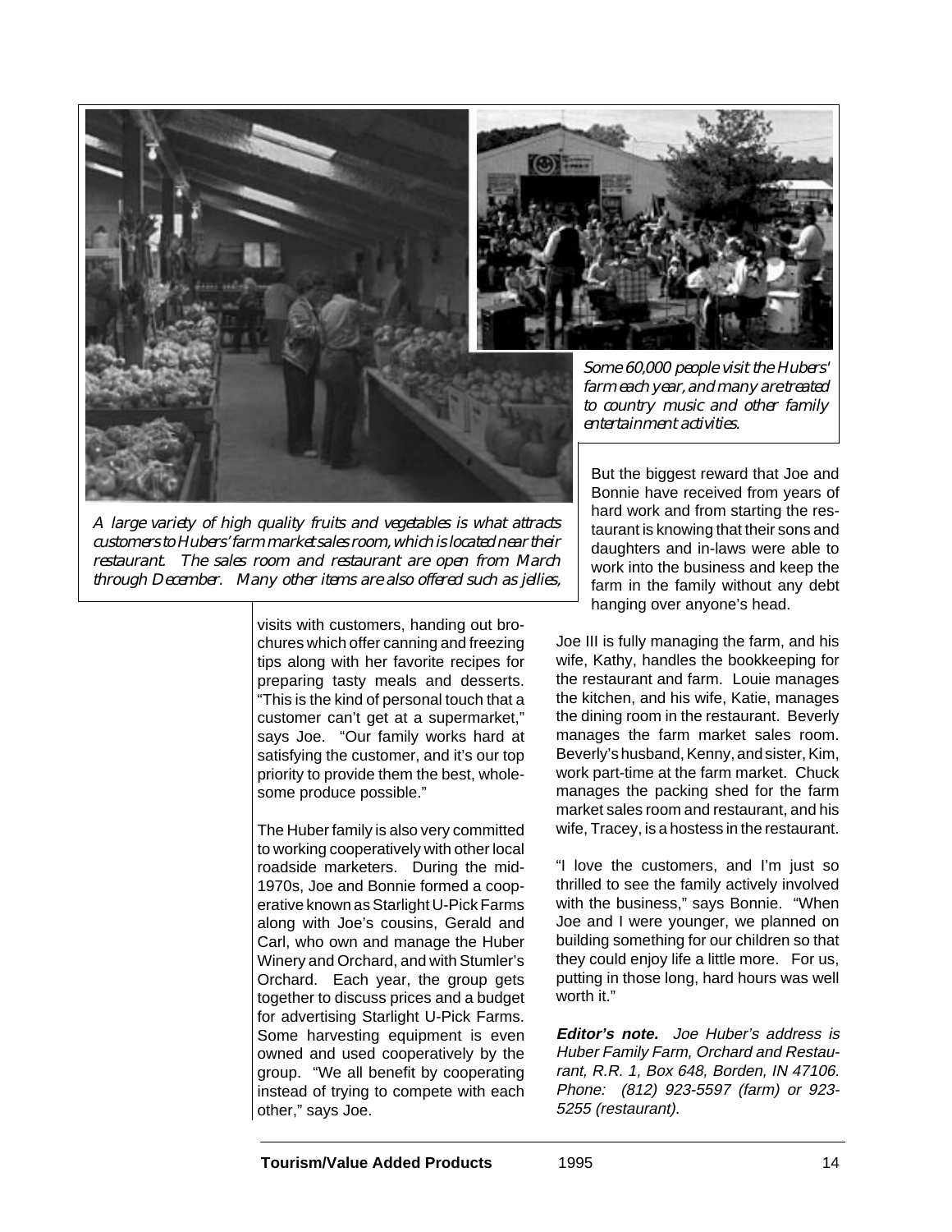*Some 60,000 people visit the Hubers' farm each year, and many are treated to country music and other family entertainment activities.*

*A large variety of high quality fruits and vegetables is what attracts customers to Hubers' farm market sales room, which is located near their restaurant. The sales room and restaurant are open from March through December. Many other items are also offered such as jellies,*

visits with customers, handing out brochures which offer canning and freezing tips along with her favorite recipes for preparing tasty meals and desserts. "This is the kind of personal touch that a customer can't get at a supermarket," says Joe. "Our family works hard at satisfying the customer, and it's our top priority to provide them the best, wholesome produce possible."

The Huber family is also very committed to working cooperatively with other local roadside marketers. During the mid-1970s, Joe and Bonnie formed a cooperative known as Starlight U-Pick Farms along with Joe's cousins, Gerald and Carl, who own and manage the Huber Winery and Orchard, and with Stumler's Orchard. Each year, the group gets together to discuss prices and a budget for advertising Starlight U-Pick Farms. Some harvesting equipment is even owned and used cooperatively by the group. "We all benefit by cooperating instead of trying to compete with each other," says Joe.

But the biggest reward that Joe and Bonnie have received from years of hard work and from starting the restaurant is knowing that their sons and daughters and in-laws were able to work into the business and keep the farm in the family without any debt hanging over anyone's head.

Joe III is fully managing the farm, and his wife, Kathy, handles the bookkeeping for the restaurant and farm. Louie manages the kitchen, and his wife, Katie, manages the dining room in the restaurant. Beverly manages the farm market sales room. Beverly's husband, Kenny, and sister, Kim, work part-time at the farm market. Chuck manages the packing shed for the farm market sales room and restaurant, and his wife, Tracey, is a hostess in the restaurant.

"I love the customers, and I'm just so thrilled to see the family actively involved with the business," says Bonnie. "When Joe and I were younger, we planned on building something for our children so that they could enjoy life a little more. For us, putting in those long, hard hours was well worth it."

***Editor's note.*** *Joe Huber's address is Huber Family Farm, Orchard and Restaurant, R.R. 1, Box 648, Borden, IN 47106. Phone: (812) 923-5597 (farm) or 923-5255 (restaurant).*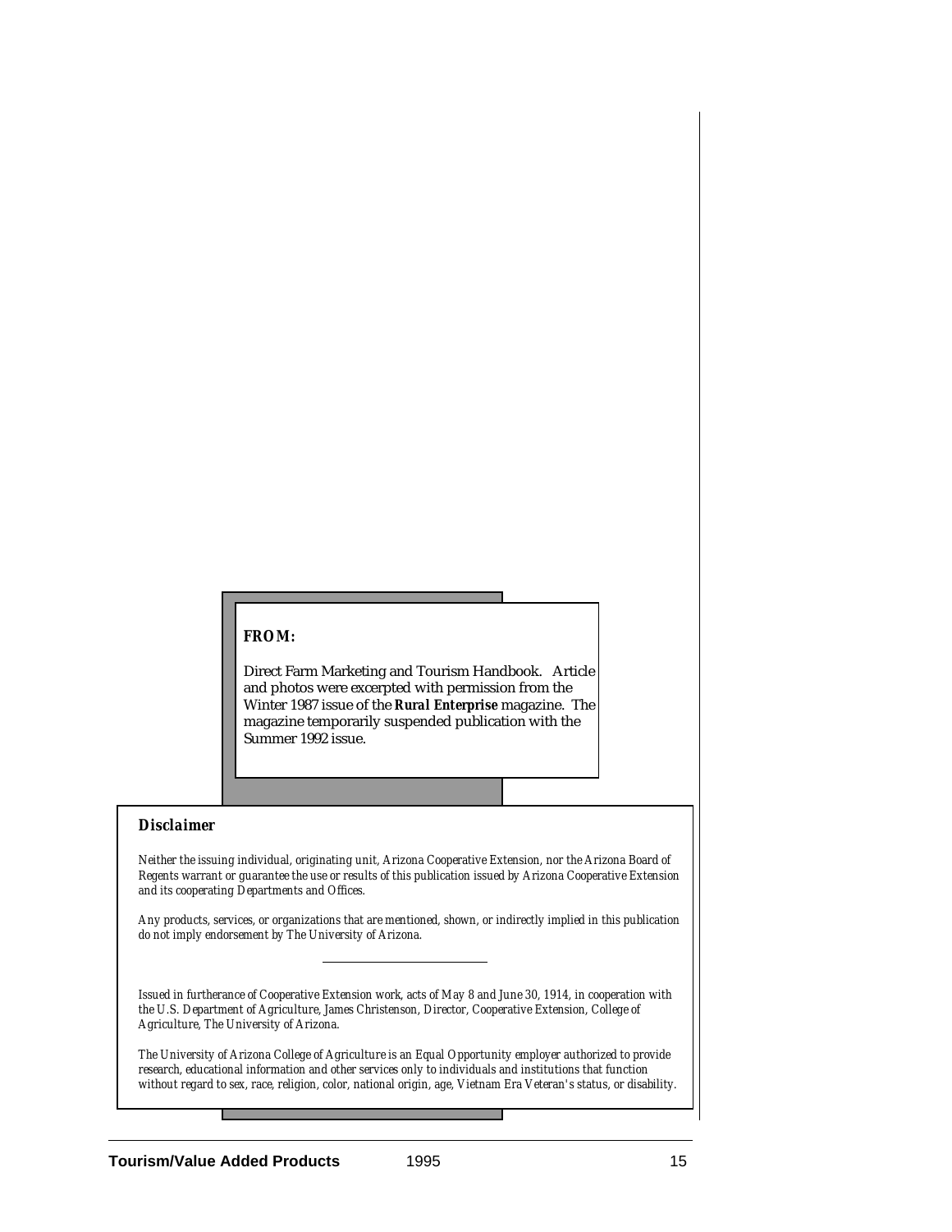**FROM:**

Direct Farm Marketing and Tourism Handbook. Article and photos were excerpted with permission from the Winter 1987 issue of the ***Rural Enterprise*** magazine. The magazine temporarily suspended publication with the Summer 1992 issue.

### *Disclaimer*

*Neither the issuing individual, originating unit, Arizona Cooperative Extension, nor the Arizona Board of Regents warrant or guarantee the use or results of this publication issued by Arizona Cooperative Extension and its cooperating Departments and Offices.*

*Any products, services, or organizations that are mentioned, shown, or indirectly implied in this publication do not imply endorsement by The University of Arizona.*

---

*Issued in furtherance of Cooperative Extension work, acts of May 8 and June 30, 1914, in cooperation with the U.S. Department of Agriculture, James Christenson, Director, Cooperative Extension, College of Agriculture, The University of Arizona.*

*The University of Arizona College of Agriculture is an Equal Opportunity employer authorized to provide research, educational information and other services only to individuals and institutions that function without regard to sex, race, religion, color, national origin, age, Vietnam Era Veteran's status, or disability.*